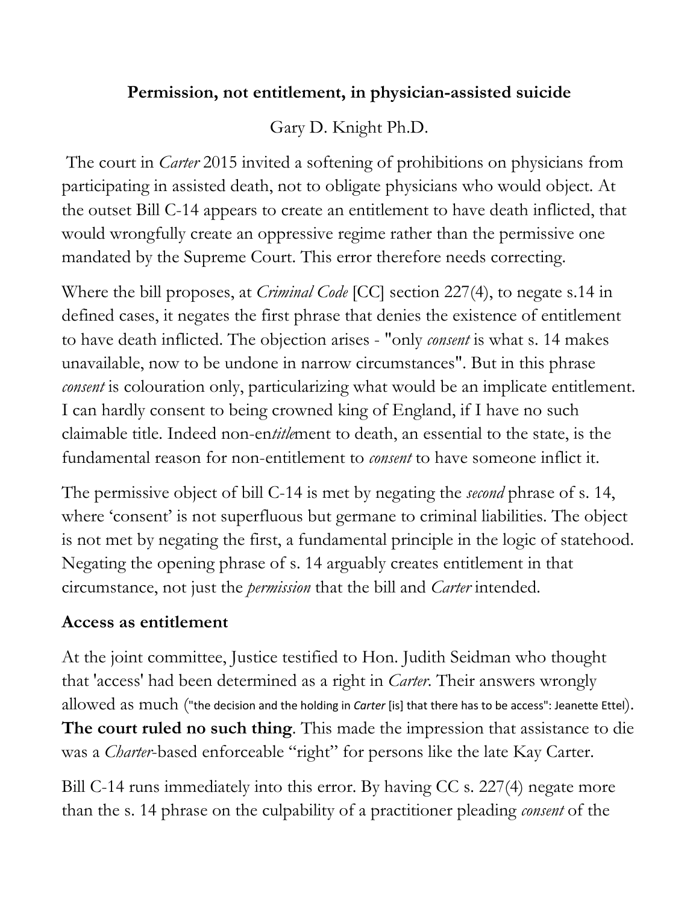**Permission, not entitlement, in physician-assisted suicide**

Gary D. Knight Ph.D.

The court in *Carter* 2015 invited a softening of prohibitions on physicians from participating in assisted death, not to obligate physicians who would object. At the outset Bill C-14 appears to create an entitlement to have death inflicted, that would wrongfully create an oppressive regime rather than the permissive one mandated by the Supreme Court. This error therefore needs correcting.

Where the bill proposes, at *Criminal Code* [CC] section 227(4), to negate s.14 in defined cases, it negates the first phrase that denies the existence of entitlement to have death inflicted. The objection arises - "only *consent* is what s. 14 makes unavailable, now to be undone in narrow circumstances". But in this phrase *consent* is colouration only, particularizing what would be an implicate entitlement. I can hardly consent to being crowned king of England, if I have no such claimable title. Indeed non-en*title*ment to death, an essential to the state, is the fundamental reason for non-entitlement to *consent* to have someone inflict it.

The permissive object of bill C-14 is met by negating the *second* phrase of s. 14, where 'consent' is not superfluous but germane to criminal liabilities. The object is not met by negating the first, a fundamental principle in the logic of statehood. Negating the opening phrase of s. 14 arguably creates entitlement in that circumstance, not just the *permission* that the bill and *Carter* intended.

## Access as entitlement

At the joint committee, Justice testified to Hon. Judith Seidman who thought that 'access' had been determined as a right in *Carter*. Their answers wrongly allowed as much ("the decision and the holding in *Carter* [is] that there has to be access": Jeanette Ettel). **The court ruled no such thing**. This made the impression that assistance to die was a *Charter*-based enforceable "right" for persons like the late Kay Carter.

Bill C-14 runs immediately into this error. By having CC s. 227(4) negate more than the s. 14 phrase on the culpability of a practitioner pleading *consent* of the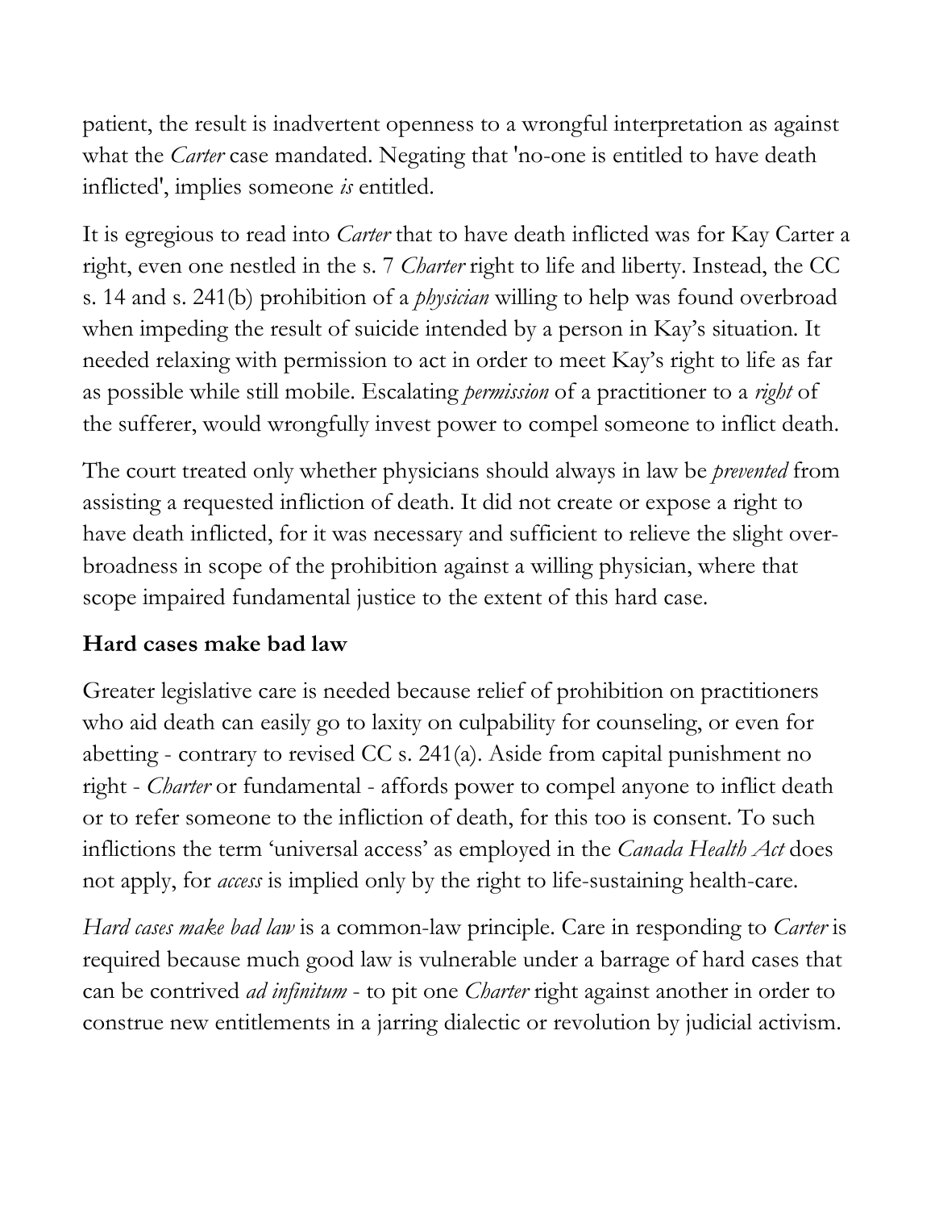patient, the result is inadvertent openness to a wrongful interpretation as against what the *Carter* case mandated. Negating that 'no-one is entitled to have death inflicted', implies someone *is* entitled.

It is egregious to read into *Carter* that to have death inflicted was for Kay Carter a right, even one nestled in the s. 7 *Charter* right to life and liberty. Instead, the CC s. 14 and s. 241(b) prohibition of a *physician* willing to help was found overbroad when impeding the result of suicide intended by a person in Kay's situation. It needed relaxing with permission to act in order to meet Kay's right to life as far as possible while still mobile. Escalating *permission* of a practitioner to a *right* of the sufferer, would wrongfully invest power to compel someone to inflict death.

The court treated only whether physicians should always in law be *prevented* from assisting a requested infliction of death. It did not create or expose a right to have death inflicted, for it was necessary and sufficient to relieve the slight over-broadness in scope of the prohibition against a willing physician, where that scope impaired fundamental justice to the extent of this hard case.

## Hard cases make bad law

Greater legislative care is needed because relief of prohibition on practitioners who aid death can easily go to laxity on culpability for counseling, or even for abetting - contrary to revised CC s. 241(a). Aside from capital punishment no right - *Charter* or fundamental - affords power to compel anyone to inflict death or to refer someone to the infliction of death, for this too is consent. To such inflictions the term 'universal access' as employed in the *Canada Health Act* does not apply, for *access* is implied only by the right to life-sustaining health-care.

*Hard cases make bad law* is a common-law principle. Care in responding to *Carter* is required because much good law is vulnerable under a barrage of hard cases that can be contrived *ad infinitum* - to pit one *Charter* right against another in order to construe new entitlements in a jarring dialectic or revolution by judicial activism.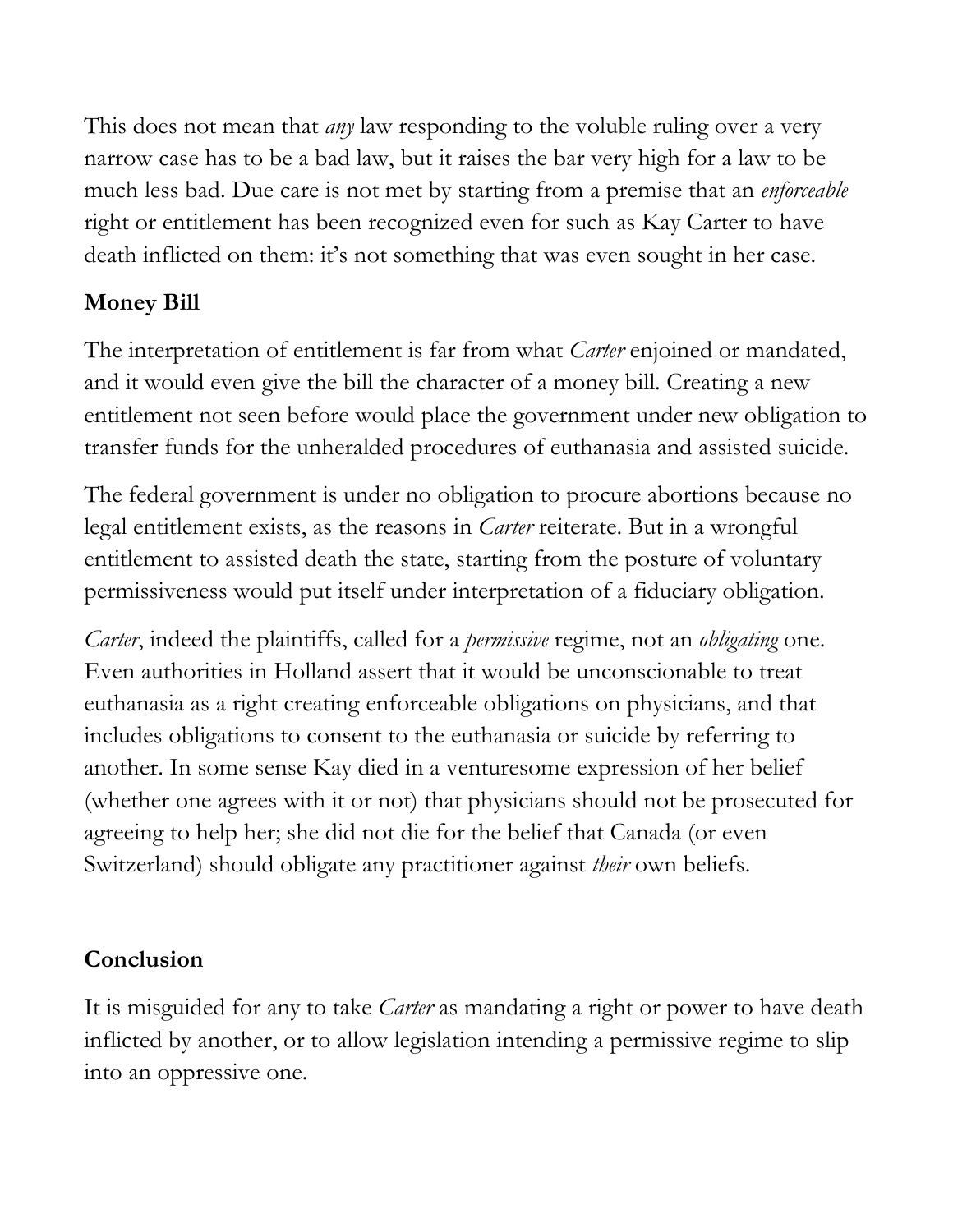This does not mean that *any* law responding to the voluble ruling over a very narrow case has to be a bad law, but it raises the bar very high for a law to be much less bad. Due care is not met by starting from a premise that an *enforceable* right or entitlement has been recognized even for such as Kay Carter to have death inflicted on them: it's not something that was even sought in her case.

## Money Bill

The interpretation of entitlement is far from what *Carter* enjoined or mandated, and it would even give the bill the character of a money bill. Creating a new entitlement not seen before would place the government under new obligation to transfer funds for the unheralded procedures of euthanasia and assisted suicide.

The federal government is under no obligation to procure abortions because no legal entitlement exists, as the reasons in *Carter* reiterate. But in a wrongful entitlement to assisted death the state, starting from the posture of voluntary permissiveness would put itself under interpretation of a fiduciary obligation.

*Carter*, indeed the plaintiffs, called for a *permissive* regime, not an *obligating* one. Even authorities in Holland assert that it would be unconscionable to treat euthanasia as a right creating enforceable obligations on physicians, and that includes obligations to consent to the euthanasia or suicide by referring to another. In some sense Kay died in a venturesome expression of her belief (whether one agrees with it or not) that physicians should not be prosecuted for agreeing to help her; she did not die for the belief that Canada (or even Switzerland) should obligate any practitioner against *their* own beliefs.

## Conclusion

It is misguided for any to take *Carter* as mandating a right or power to have death inflicted by another, or to allow legislation intending a permissive regime to slip into an oppressive one.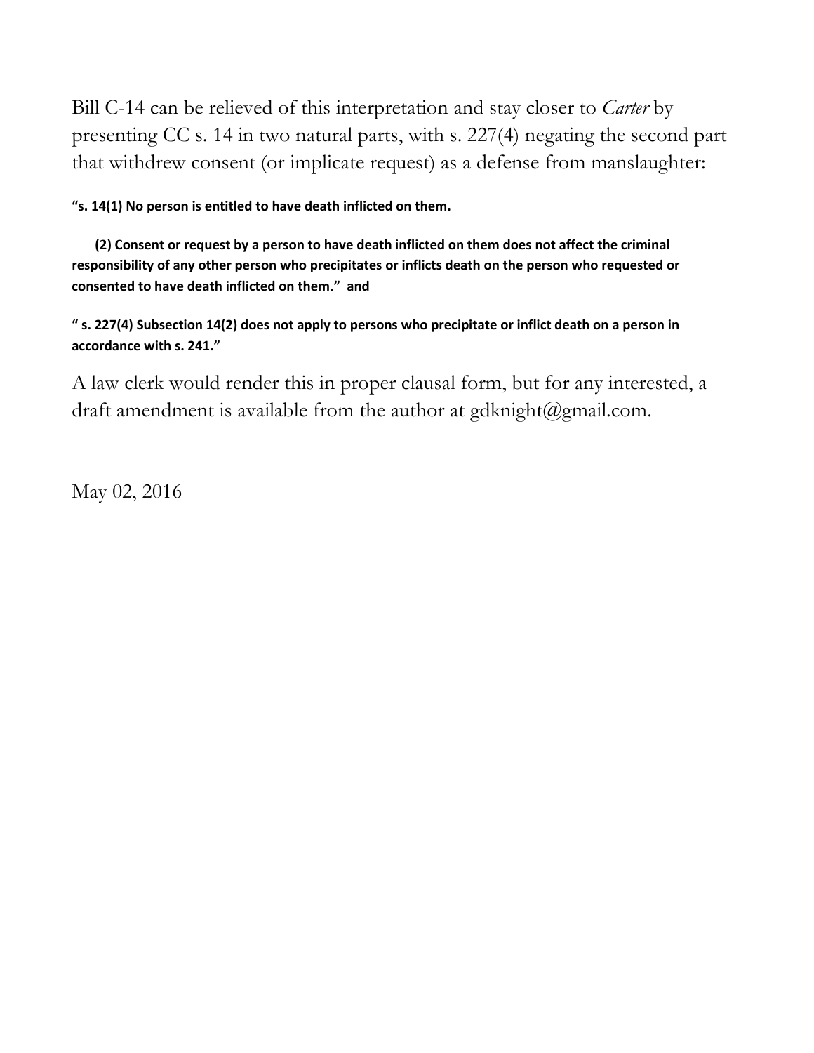Bill C-14 can be relieved of this interpretation and stay closer to *Carter* by presenting CC s. 14 in two natural parts, with s. 227(4) negating the second part that withdrew consent (or implicate request) as a defense from manslaughter:

**"s. 14(1) No person is entitled to have death inflicted on them.**

**(2) Consent or request by a person to have death inflicted on them does not affect the criminal responsibility of any other person who precipitates or inflicts death on the person who requested or consented to have death inflicted on them." and**

**" s. 227(4) Subsection 14(2) does not apply to persons who precipitate or inflict death on a person in accordance with s. 241."**

A law clerk would render this in proper clausal form, but for any interested, a draft amendment is available from the author at gdknight@gmail.com.

May 02, 2016